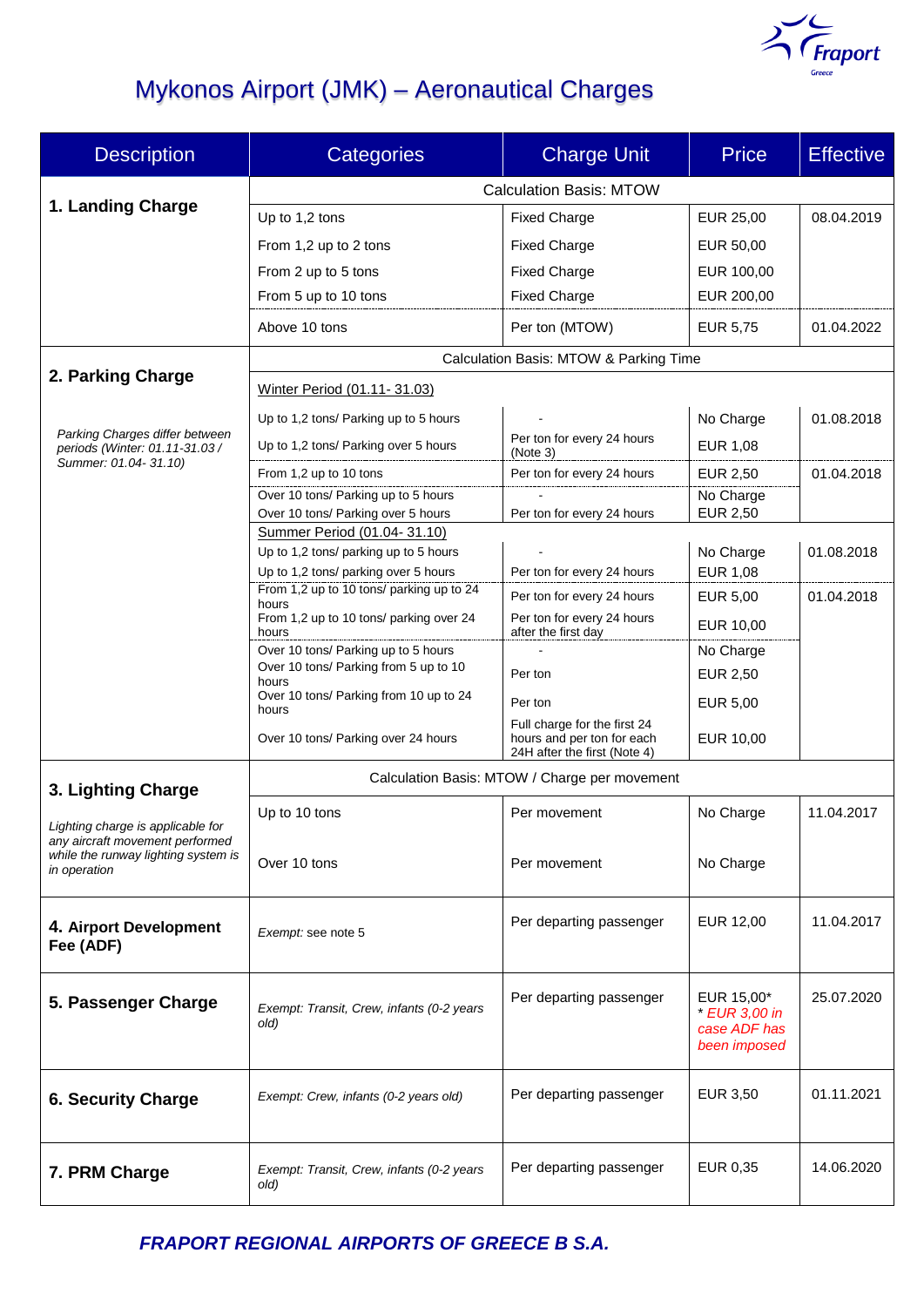# Mykonos Airport (JMK) – Aeronautical Charges

| Description | Categories | Charge Unit | Price | Effective |
|---|---|---|---|---|
| **1. Landing Charge** | Calculation Basis: MTOW | | | |
| | Up to 1,2 tons | Fixed Charge | EUR 25,00 | 08.04.2019 |
| | From 1,2 up to 2 tons | Fixed Charge | EUR 50,00 | |
| | From 2 up to 5 tons | Fixed Charge | EUR 100,00 | |
| | From 5 up to 10 tons | Fixed Charge | EUR 200,00 | |
| | Above 10 tons | Per ton (MTOW) | EUR 5,75 | 01.04.2022 |
| **2. Parking Charge**<br>*Parking Charges differ between periods (Winter: 01.11-31.03 / Summer: 01.04- 31.10)* | Calculation Basis: MTOW & Parking Time | | | |
| | Winter Period (01.11- 31.03) | | | |
| | Up to 1,2 tons/ Parking up to 5 hours | - | No Charge | 01.08.2018 |
| | Up to 1,2 tons/ Parking over 5 hours | Per ton for every 24 hours (Note 3) | EUR 1,08 | |
| | From 1,2 up to 10 tons | Per ton for every 24 hours | EUR 2,50 | 01.04.2018 |
| | Over 10 tons/ Parking up to 5 hours | - | No Charge | |
| | Over 10 tons/ Parking over 5 hours | Per ton for every 24 hours | EUR 2,50 | |
| | Summer Period (01.04- 31.10) | | | |
| | Up to 1,2 tons/ parking up to 5 hours | - | No Charge | 01.08.2018 |
| | Up to 1,2 tons/ parking over 5 hours | Per ton for every 24 hours | EUR 1,08 | |
| | From 1,2 up to 10 tons/ parking up to 24 hours | Per ton for every 24 hours | EUR 5,00 | 01.04.2018 |
| | From 1,2 up to 10 tons/ parking over 24 hours | Per ton for every 24 hours after the first day | EUR 10,00 | |
| | Over 10 tons/ Parking up to 5 hours | - | No Charge | |
| | Over 10 tons/ Parking from 5 up to 10 hours | Per ton | EUR 2,50 | |
| | Over 10 tons/ Parking from 10 up to 24 hours | Per ton | EUR 5,00 | |
| | Over 10 tons/ Parking over 24 hours | Full charge for the first 24 hours and per ton for each 24H after the first (Note 4) | EUR 10,00 | |
| **3. Lighting Charge**<br>*Lighting charge is applicable for any aircraft movement performed while the runway lighting system is in operation* | Calculation Basis: MTOW / Charge per movement | | | |
| | Up to 10 tons | Per movement | No Charge | 11.04.2017 |
| | Over 10 tons | Per movement | No Charge | |
| **4. Airport Development Fee (ADF)** | *Exempt:* see note 5 | Per departing passenger | EUR 12,00 | 11.04.2017 |
| **5. Passenger Charge** | *Exempt: Transit, Crew, infants (0-2 years old)* | Per departing passenger | EUR 15,00*<br>*\* EUR 3,00 in case ADF has been imposed* | 25.07.2020 |
| **6. Security Charge** | *Exempt: Crew, infants (0-2 years old)* | Per departing passenger | EUR 3,50 | 01.11.2021 |
| **7. PRM Charge** | *Exempt: Transit, Crew, infants (0-2 years old)* | Per departing passenger | EUR 0,35 | 14.06.2020 |

***FRAPORT REGIONAL AIRPORTS OF GREECE B S.A.***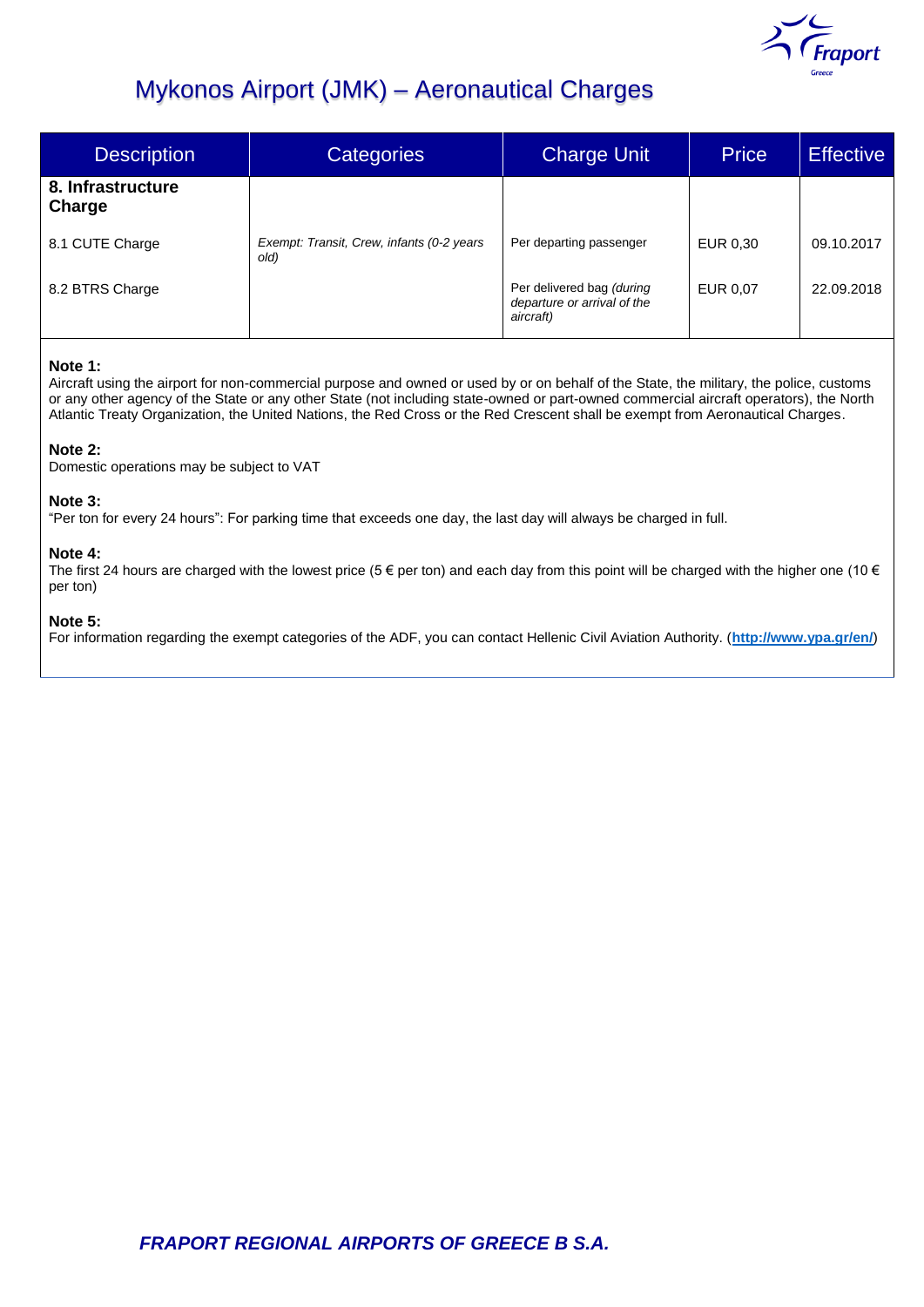# Mykonos Airport (JMK) – Aeronautical Charges

| Description | Categories | Charge Unit | Price | Effective |
| --- | --- | --- | --- | --- |
| **8. Infrastructure Charge** | | | | |
| 8.1 CUTE Charge | *Exempt: Transit, Crew, infants (0-2 years old)* | Per departing passenger | EUR 0,30 | 09.10.2017 |
| 8.2 BTRS Charge | | Per delivered bag *(during departure or arrival of the aircraft)* | EUR 0,07 | 22.09.2018 |

**Note 1:**
Aircraft using the airport for non-commercial purpose and owned or used by or on behalf of the State, the military, the police, customs or any other agency of the State or any other State (not including state-owned or part-owned commercial aircraft operators), the North Atlantic Treaty Organization, the United Nations, the Red Cross or the Red Crescent shall be exempt from Aeronautical Charges.

**Note 2:**
Domestic operations may be subject to VAT

**Note 3:**
"Per ton for every 24 hours": For parking time that exceeds one day, the last day will always be charged in full.

**Note 4:**
The first 24 hours are charged with the lowest price (5 € per ton) and each day from this point will be charged with the higher one (10 € per ton)

**Note 5:**
For information regarding the exempt categories of the ADF, you can contact Hellenic Civil Aviation Authority. (**http://www.ypa.gr/en/**)

***FRAPORT REGIONAL AIRPORTS OF GREECE B S.A.***